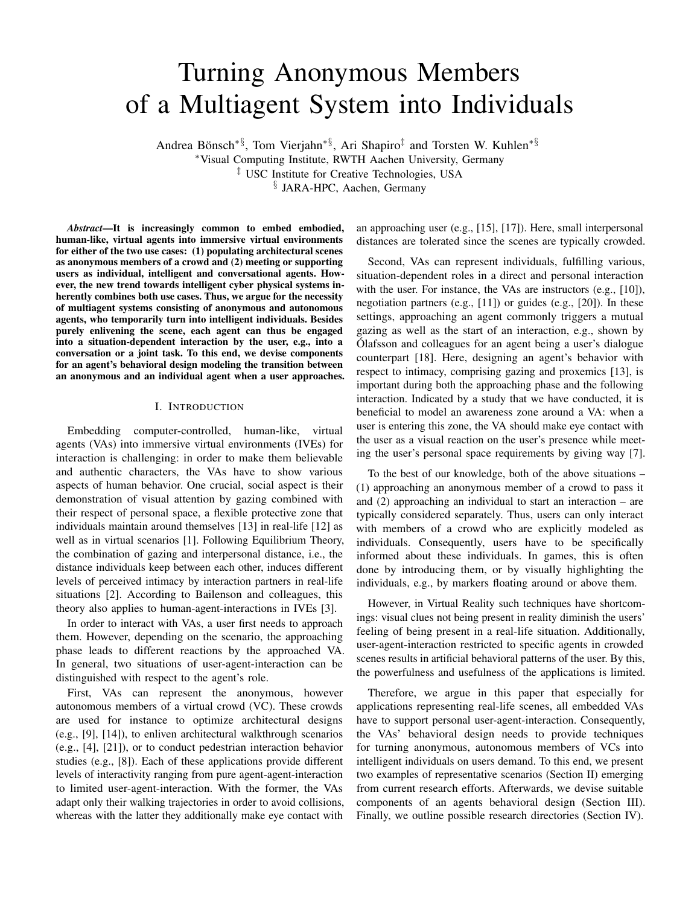# Turning Anonymous Members of a Multiagent System into Individuals

Andrea Bönsch[*§], Tom Vierjahn[*§], Ari Shapiro[‡] and Torsten W. Kuhlen[*§]

[*] Visual Computing Institute, RWTH Aachen University, Germany

[‡] USC Institute for Creative Technologies, USA

[§] JARA-HPC, Aachen, Germany

***Abstract*—It is increasingly common to embed embodied, human-like, virtual agents into immersive virtual environments for either of the two use cases: (1) populating architectural scenes as anonymous members of a crowd and (2) meeting or supporting users as individual, intelligent and conversational agents. However, the new trend towards intelligent cyber physical systems inherently combines both use cases. Thus, we argue for the necessity of multiagent systems consisting of anonymous and autonomous agents, who temporarily turn into intelligent individuals. Besides purely enlivening the scene, each agent can thus be engaged into a situation-dependent interaction by the user, e.g., into a conversation or a joint task. To this end, we devise components for an agent's behavioral design modeling the transition between an anonymous and an individual agent when a user approaches.**

## I. Introduction

Embedding computer-controlled, human-like, virtual agents (VAs) into immersive virtual environments (IVEs) for interaction is challenging: in order to make them believable and authentic characters, the VAs have to show various aspects of human behavior. One crucial, social aspect is their demonstration of visual attention by gazing combined with their respect of personal space, a flexible protective zone that individuals maintain around themselves [13] in real-life [12] as well as in virtual scenarios [1]. Following Equilibrium Theory, the combination of gazing and interpersonal distance, i.e., the distance individuals keep between each other, induces different levels of perceived intimacy by interaction partners in real-life situations [2]. According to Bailenson and colleagues, this theory also applies to human-agent-interactions in IVEs [3].

In order to interact with VAs, a user first needs to approach them. However, depending on the scenario, the approaching phase leads to different reactions by the approached VA. In general, two situations of user-agent-interaction can be distinguished with respect to the agent's role.

First, VAs can represent the anonymous, however autonomous members of a virtual crowd (VC). These crowds are used for instance to optimize architectural designs (e.g., [9], [14]), to enliven architectural walkthrough scenarios (e.g., [4], [21]), or to conduct pedestrian interaction behavior studies (e.g., [8]). Each of these applications provide different levels of interactivity ranging from pure agent-agent-interaction to limited user-agent-interaction. With the former, the VAs adapt only their walking trajectories in order to avoid collisions, whereas with the latter they additionally make eye contact with an approaching user (e.g., [15], [17]). Here, small interpersonal distances are tolerated since the scenes are typically crowded.

Second, VAs can represent individuals, fulfilling various, situation-dependent roles in a direct and personal interaction with the user. For instance, the VAs are instructors (e.g., [10]), negotiation partners (e.g., [11]) or guides (e.g., [20]). In these settings, approaching an agent commonly triggers a mutual gazing as well as the start of an interaction, e.g., shown by Ólafsson and colleagues for an agent being a user's dialogue counterpart [18]. Here, designing an agent's behavior with respect to intimacy, comprising gazing and proxemics [13], is important during both the approaching phase and the following interaction. Indicated by a study that we have conducted, it is beneficial to model an awareness zone around a VA: when a user is entering this zone, the VA should make eye contact with the user as a visual reaction on the user's presence while meeting the user's personal space requirements by giving way [7].

To the best of our knowledge, both of the above situations – (1) approaching an anonymous member of a crowd to pass it and (2) approaching an individual to start an interaction – are typically considered separately. Thus, users can only interact with members of a crowd who are explicitly modeled as individuals. Consequently, users have to be specifically informed about these individuals. In games, this is often done by introducing them, or by visually highlighting the individuals, e.g., by markers floating around or above them.

However, in Virtual Reality such techniques have shortcomings: visual clues not being present in reality diminish the users' feeling of being present in a real-life situation. Additionally, user-agent-interaction restricted to specific agents in crowded scenes results in artificial behavioral patterns of the user. By this, the powerfulness and usefulness of the applications is limited.

Therefore, we argue in this paper that especially for applications representing real-life scenes, all embedded VAs have to support personal user-agent-interaction. Consequently, the VAs' behavioral design needs to provide techniques for turning anonymous, autonomous members of VCs into intelligent individuals on users demand. To this end, we present two examples of representative scenarios (Section II) emerging from current research efforts. Afterwards, we devise suitable components of an agents behavioral design (Section III). Finally, we outline possible research directories (Section IV).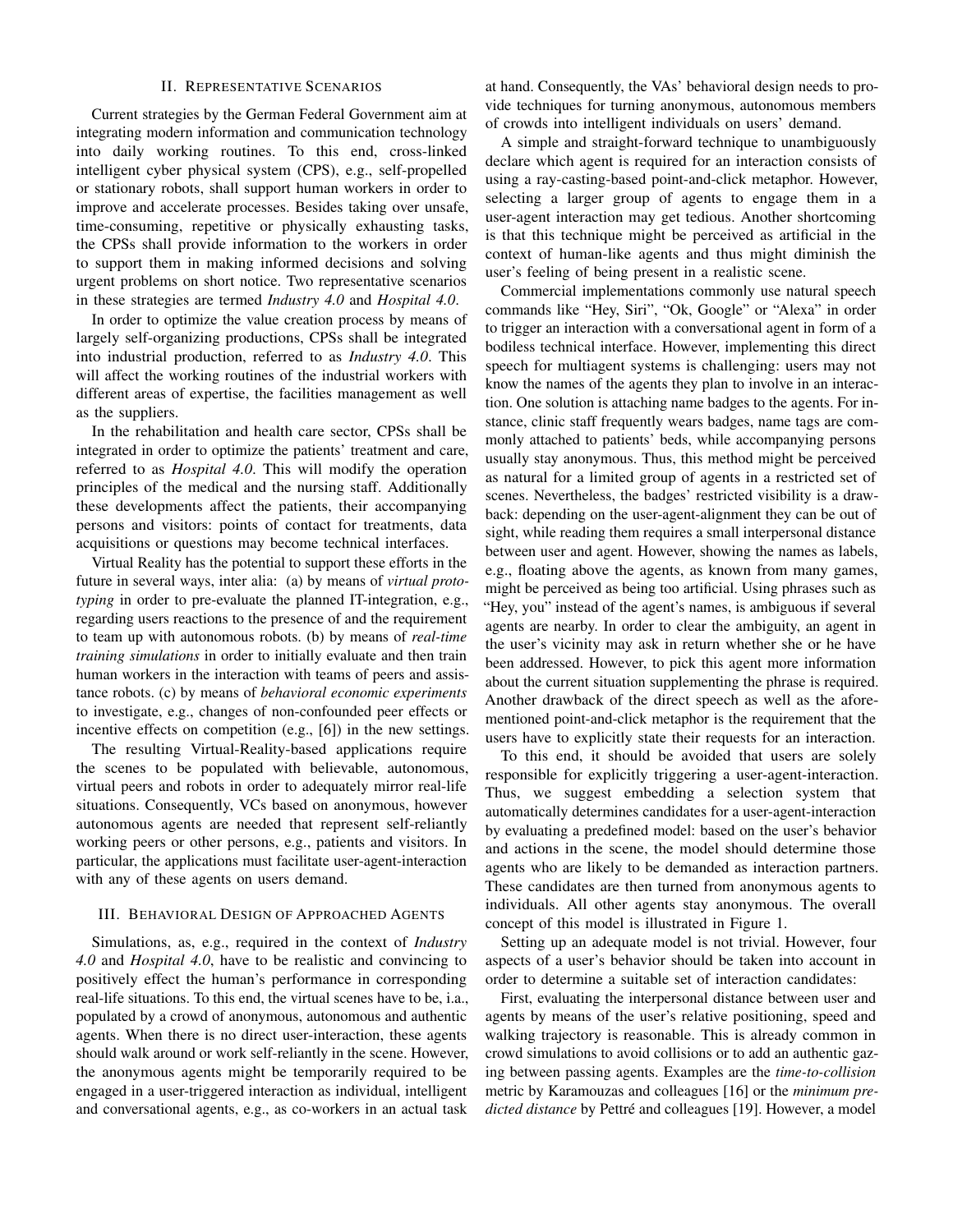## II. Representative Scenarios

Current strategies by the German Federal Government aim at integrating modern information and communication technology into daily working routines. To this end, cross-linked intelligent cyber physical system (CPS), e.g., self-propelled or stationary robots, shall support human workers in order to improve and accelerate processes. Besides taking over unsafe, time-consuming, repetitive or physically exhausting tasks, the CPSs shall provide information to the workers in order to support them in making informed decisions and solving urgent problems on short notice. Two representative scenarios in these strategies are termed *Industry 4.0* and *Hospital 4.0*.

In order to optimize the value creation process by means of largely self-organizing productions, CPSs shall be integrated into industrial production, referred to as *Industry 4.0*. This will affect the working routines of the industrial workers with different areas of expertise, the facilities management as well as the suppliers.

In the rehabilitation and health care sector, CPSs shall be integrated in order to optimize the patients' treatment and care, referred to as *Hospital 4.0*. This will modify the operation principles of the medical and the nursing staff. Additionally these developments affect the patients, their accompanying persons and visitors: points of contact for treatments, data acquisitions or questions may become technical interfaces.

Virtual Reality has the potential to support these efforts in the future in several ways, inter alia: (a) by means of *virtual prototyping* in order to pre-evaluate the planned IT-integration, e.g., regarding users reactions to the presence of and the requirement to team up with autonomous robots. (b) by means of *real-time training simulations* in order to initially evaluate and then train human workers in the interaction with teams of peers and assistance robots. (c) by means of *behavioral economic experiments* to investigate, e.g., changes of non-confounded peer effects or incentive effects on competition (e.g., [6]) in the new settings.

The resulting Virtual-Reality-based applications require the scenes to be populated with believable, autonomous, virtual peers and robots in order to adequately mirror real-life situations. Consequently, VCs based on anonymous, however autonomous agents are needed that represent self-reliantly working peers or other persons, e.g., patients and visitors. In particular, the applications must facilitate user-agent-interaction with any of these agents on users demand.

## III. Behavioral Design of Approached Agents

Simulations, as, e.g., required in the context of *Industry 4.0* and *Hospital 4.0*, have to be realistic and convincing to positively effect the human's performance in corresponding real-life situations. To this end, the virtual scenes have to be, i.a., populated by a crowd of anonymous, autonomous and authentic agents. When there is no direct user-interaction, these agents should walk around or work self-reliantly in the scene. However, the anonymous agents might be temporarily required to be engaged in a user-triggered interaction as individual, intelligent and conversational agents, e.g., as co-workers in an actual task at hand. Consequently, the VAs' behavioral design needs to provide techniques for turning anonymous, autonomous members of crowds into intelligent individuals on users' demand.

A simple and straight-forward technique to unambiguously declare which agent is required for an interaction consists of using a ray-casting-based point-and-click metaphor. However, selecting a larger group of agents to engage them in a user-agent interaction may get tedious. Another shortcoming is that this technique might be perceived as artificial in the context of human-like agents and thus might diminish the user's feeling of being present in a realistic scene.

Commercial implementations commonly use natural speech commands like "Hey, Siri", "Ok, Google" or "Alexa" in order to trigger an interaction with a conversational agent in form of a bodiless technical interface. However, implementing this direct speech for multiagent systems is challenging: users may not know the names of the agents they plan to involve in an interaction. One solution is attaching name badges to the agents. For instance, clinic staff frequently wears badges, name tags are commonly attached to patients' beds, while accompanying persons usually stay anonymous. Thus, this method might be perceived as natural for a limited group of agents in a restricted set of scenes. Nevertheless, the badges' restricted visibility is a drawback: depending on the user-agent-alignment they can be out of sight, while reading them requires a small interpersonal distance between user and agent. However, showing the names as labels, e.g., floating above the agents, as known from many games, might be perceived as being too artificial. Using phrases such as "Hey, you" instead of the agent's names, is ambiguous if several agents are nearby. In order to clear the ambiguity, an agent in the user's vicinity may ask in return whether she or he have been addressed. However, to pick this agent more information about the current situation supplementing the phrase is required. Another drawback of the direct speech as well as the aforementioned point-and-click metaphor is the requirement that the users have to explicitly state their requests for an interaction.

To this end, it should be avoided that users are solely responsible for explicitly triggering a user-agent-interaction. Thus, we suggest embedding a selection system that automatically determines candidates for a user-agent-interaction by evaluating a predefined model: based on the user's behavior and actions in the scene, the model should determine those agents who are likely to be demanded as interaction partners. These candidates are then turned from anonymous agents to individuals. All other agents stay anonymous. The overall concept of this model is illustrated in Figure 1.

Setting up an adequate model is not trivial. However, four aspects of a user's behavior should be taken into account in order to determine a suitable set of interaction candidates:

First, evaluating the interpersonal distance between user and agents by means of the user's relative positioning, speed and walking trajectory is reasonable. This is already common in crowd simulations to avoid collisions or to add an authentic gazing between passing agents. Examples are the *time-to-collision* metric by Karamouzas and colleagues [16] or the *minimum predicted distance* by Pettré and colleagues [19]. However, a model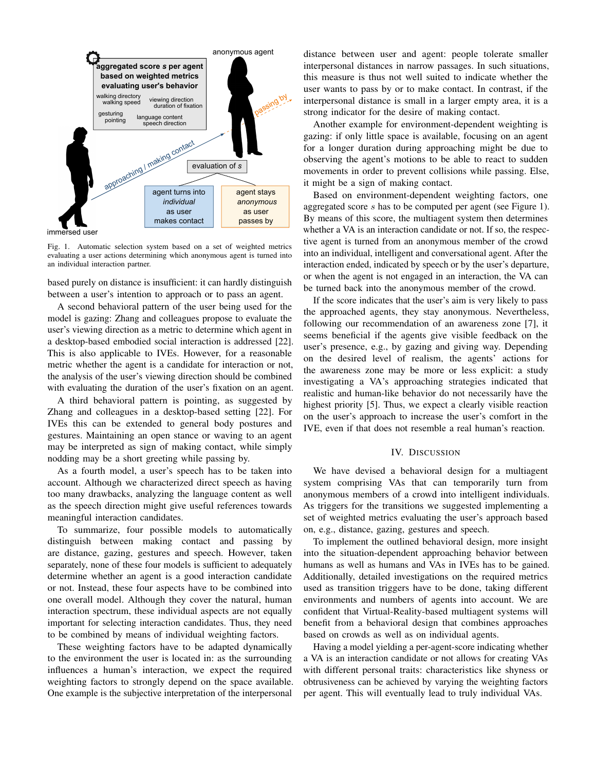Fig. 1. Automatic selection system based on a set of weighted metrics evaluating a user actions determining which anonymous agent is turned into an individual interaction partner.

based purely on distance is insufficient: it can hardly distinguish between a user's intention to approach or to pass an agent.

A second behavioral pattern of the user being used for the model is gazing: Zhang and colleagues propose to evaluate the user's viewing direction as a metric to determine which agent in a desktop-based embodied social interaction is addressed [22]. This is also applicable to IVEs. However, for a reasonable metric whether the agent is a candidate for interaction or not, the analysis of the user's viewing direction should be combined with evaluating the duration of the user's fixation on an agent.

A third behavioral pattern is pointing, as suggested by Zhang and colleagues in a desktop-based setting [22]. For IVEs this can be extended to general body postures and gestures. Maintaining an open stance or waving to an agent may be interpreted as sign of making contact, while simply nodding may be a short greeting while passing by.

As a fourth model, a user's speech has to be taken into account. Although we characterized direct speech as having too many drawbacks, analyzing the language content as well as the speech direction might give useful references towards meaningful interaction candidates.

To summarize, four possible models to automatically distinguish between making contact and passing by are distance, gazing, gestures and speech. However, taken separately, none of these four models is sufficient to adequately determine whether an agent is a good interaction candidate or not. Instead, these four aspects have to be combined into one overall model. Although they cover the natural, human interaction spectrum, these individual aspects are not equally important for selecting interaction candidates. Thus, they need to be combined by means of individual weighting factors.

These weighting factors have to be adapted dynamically to the environment the user is located in: as the surrounding influences a human's interaction, we expect the required weighting factors to strongly depend on the space available. One example is the subjective interpretation of the interpersonal distance between user and agent: people tolerate smaller interpersonal distances in narrow passages. In such situations, this measure is thus not well suited to indicate whether the user wants to pass by or to make contact. In contrast, if the interpersonal distance is small in a larger empty area, it is a strong indicator for the desire of making contact.

Another example for environment-dependent weighting is gazing: if only little space is available, focusing on an agent for a longer duration during approaching might be due to observing the agent's motions to be able to react to sudden movements in order to prevent collisions while passing. Else, it might be a sign of making contact.

Based on environment-dependent weighting factors, one aggregated score $s$ has to be computed per agent (see Figure 1). By means of this score, the multiagent system then determines whether a VA is an interaction candidate or not. If so, the respective agent is turned from an anonymous member of the crowd into an individual, intelligent and conversational agent. After the interaction ended, indicated by speech or by the user's departure, or when the agent is not engaged in an interaction, the VA can be turned back into the anonymous member of the crowd.

If the score indicates that the user's aim is very likely to pass the approached agents, they stay anonymous. Nevertheless, following our recommendation of an awareness zone [7], it seems beneficial if the agents give visible feedback on the user's presence, e.g., by gazing and giving way. Depending on the desired level of realism, the agents' actions for the awareness zone may be more or less explicit: a study investigating a VA's approaching strategies indicated that realistic and human-like behavior do not necessarily have the highest priority [5]. Thus, we expect a clearly visible reaction on the user's approach to increase the user's comfort in the IVE, even if that does not resemble a real human's reaction.

## IV. Discussion

We have devised a behavioral design for a multiagent system comprising VAs that can temporarily turn from anonymous members of a crowd into intelligent individuals. As triggers for the transitions we suggested implementing a set of weighted metrics evaluating the user's approach based on, e.g., distance, gazing, gestures and speech.

To implement the outlined behavioral design, more insight into the situation-dependent approaching behavior between humans as well as humans and VAs in IVEs has to be gained. Additionally, detailed investigations on the required metrics used as transition triggers have to be done, taking different environments and numbers of agents into account. We are confident that Virtual-Reality-based multiagent systems will benefit from a behavioral design that combines approaches based on crowds as well as on individual agents.

Having a model yielding a per-agent-score indicating whether a VA is an interaction candidate or not allows for creating VAs with different personal traits: characteristics like shyness or obtrusiveness can be achieved by varying the weighting factors per agent. This will eventually lead to truly individual VAs.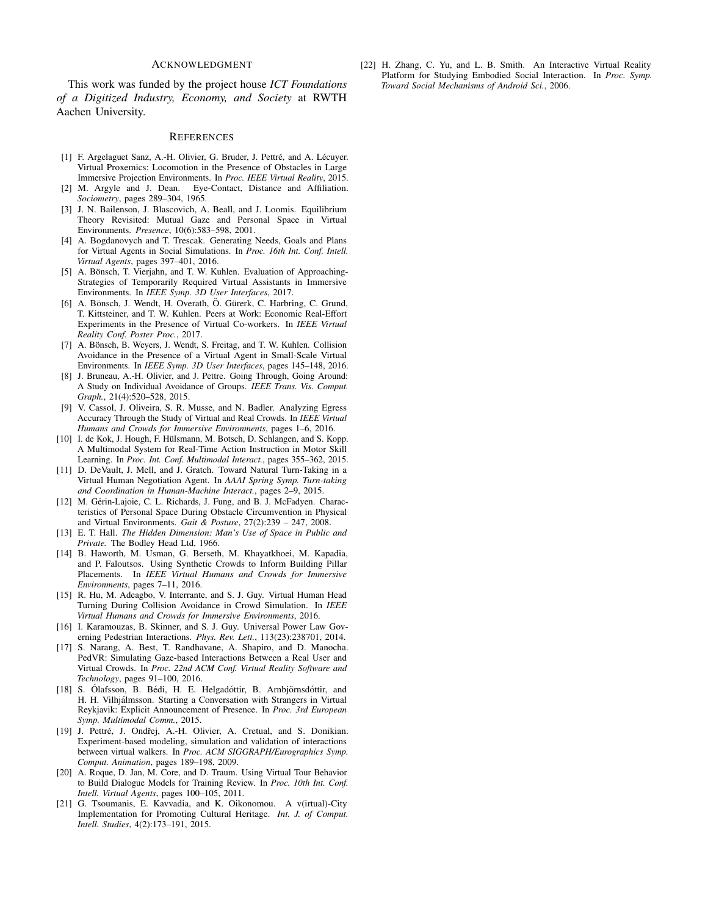## ACKNOWLEDGMENT

This work was funded by the project house *ICT Foundations of a Digitized Industry, Economy, and Society* at RWTH Aachen University.

## REFERENCES

[1] F. Argelaguet Sanz, A.-H. Olivier, G. Bruder, J. Pettré, and A. Lécuyer. Virtual Proxemics: Locomotion in the Presence of Obstacles in Large Immersive Projection Environments. In *Proc. IEEE Virtual Reality*, 2015.

[2] M. Argyle and J. Dean. Eye-Contact, Distance and Affiliation. *Sociometry*, pages 289–304, 1965.

[3] J. N. Bailenson, J. Blascovich, A. Beall, and J. Loomis. Equilibrium Theory Revisited: Mutual Gaze and Personal Space in Virtual Environments. *Presence*, 10(6):583–598, 2001.

[4] A. Bogdanovych and T. Trescak. Generating Needs, Goals and Plans for Virtual Agents in Social Simulations. In *Proc. 16th Int. Conf. Intell. Virtual Agents*, pages 397–401, 2016.

[5] A. Bönsch, T. Vierjahn, and T. W. Kuhlen. Evaluation of Approaching-Strategies of Temporarily Required Virtual Assistants in Immersive Environments. In *IEEE Symp. 3D User Interfaces*, 2017.

[6] A. Bönsch, J. Wendt, H. Overath, Ö. Gürerk, C. Harbring, C. Grund, T. Kittsteiner, and T. W. Kuhlen. Peers at Work: Economic Real-Effort Experiments in the Presence of Virtual Co-workers. In *IEEE Virtual Reality Conf. Poster Proc.*, 2017.

[7] A. Bönsch, B. Weyers, J. Wendt, S. Freitag, and T. W. Kuhlen. Collision Avoidance in the Presence of a Virtual Agent in Small-Scale Virtual Environments. In *IEEE Symp. 3D User Interfaces*, pages 145–148, 2016.

[8] J. Bruneau, A.-H. Olivier, and J. Pettre. Going Through, Going Around: A Study on Individual Avoidance of Groups. *IEEE Trans. Vis. Comput. Graph.*, 21(4):520–528, 2015.

[9] V. Cassol, J. Oliveira, S. R. Musse, and N. Badler. Analyzing Egress Accuracy Through the Study of Virtual and Real Crowds. In *IEEE Virtual Humans and Crowds for Immersive Environments*, pages 1–6, 2016.

[10] I. de Kok, J. Hough, F. Hülsmann, M. Botsch, D. Schlangen, and S. Kopp. A Multimodal System for Real-Time Action Instruction in Motor Skill Learning. In *Proc. Int. Conf. Multimodal Interact.*, pages 355–362, 2015.

[11] D. DeVault, J. Mell, and J. Gratch. Toward Natural Turn-Taking in a Virtual Human Negotiation Agent. In *AAAI Spring Symp. Turn-taking and Coordination in Human-Machine Interact.*, pages 2–9, 2015.

[12] M. Gérin-Lajoie, C. L. Richards, J. Fung, and B. J. McFadyen. Characteristics of Personal Space During Obstacle Circumvention in Physical and Virtual Environments. *Gait & Posture*, 27(2):239 – 247, 2008.

[13] E. T. Hall. *The Hidden Dimension: Man's Use of Space in Public and Private.* The Bodley Head Ltd, 1966.

[14] B. Haworth, M. Usman, G. Berseth, M. Khayatkhoei, M. Kapadia, and P. Faloutsos. Using Synthetic Crowds to Inform Building Pillar Placements. In *IEEE Virtual Humans and Crowds for Immersive Environments*, pages 7–11, 2016.

[15] R. Hu, M. Adeagbo, V. Interrante, and S. J. Guy. Virtual Human Head Turning During Collision Avoidance in Crowd Simulation. In *IEEE Virtual Humans and Crowds for Immersive Environments*, 2016.

[16] I. Karamouzas, B. Skinner, and S. J. Guy. Universal Power Law Governing Pedestrian Interactions. *Phys. Rev. Lett.*, 113(23):238701, 2014.

[17] S. Narang, A. Best, T. Randhavane, A. Shapiro, and D. Manocha. PedVR: Simulating Gaze-based Interactions Between a Real User and Virtual Crowds. In *Proc. 22nd ACM Conf. Virtual Reality Software and Technology*, pages 91–100, 2016.

[18] S. Ólafsson, B. Bédi, H. E. Helgadóttir, B. Arnbjörnsdóttir, and H. H. Vilhjálmsson. Starting a Conversation with Strangers in Virtual Reykjavik: Explicit Announcement of Presence. In *Proc. 3rd European Symp. Multimodal Comm.*, 2015.

[19] J. Pettré, J. Ondřej, A.-H. Olivier, A. Cretual, and S. Donikian. Experiment-based modeling, simulation and validation of interactions between virtual walkers. In *Proc. ACM SIGGRAPH/Eurographics Symp. Comput. Animation*, pages 189–198, 2009.

[20] A. Roque, D. Jan, M. Core, and D. Traum. Using Virtual Tour Behavior to Build Dialogue Models for Training Review. In *Proc. 10th Int. Conf. Intell. Virtual Agents*, pages 100–105, 2011.

[21] G. Tsoumanis, E. Kavvadia, and K. Oikonomou. A v(irtual)-City Implementation for Promoting Cultural Heritage. *Int. J. of Comput. Intell. Studies*, 4(2):173–191, 2015.

[22] H. Zhang, C. Yu, and L. B. Smith. An Interactive Virtual Reality Platform for Studying Embodied Social Interaction. In *Proc. Symp. Toward Social Mechanisms of Android Sci.*, 2006.